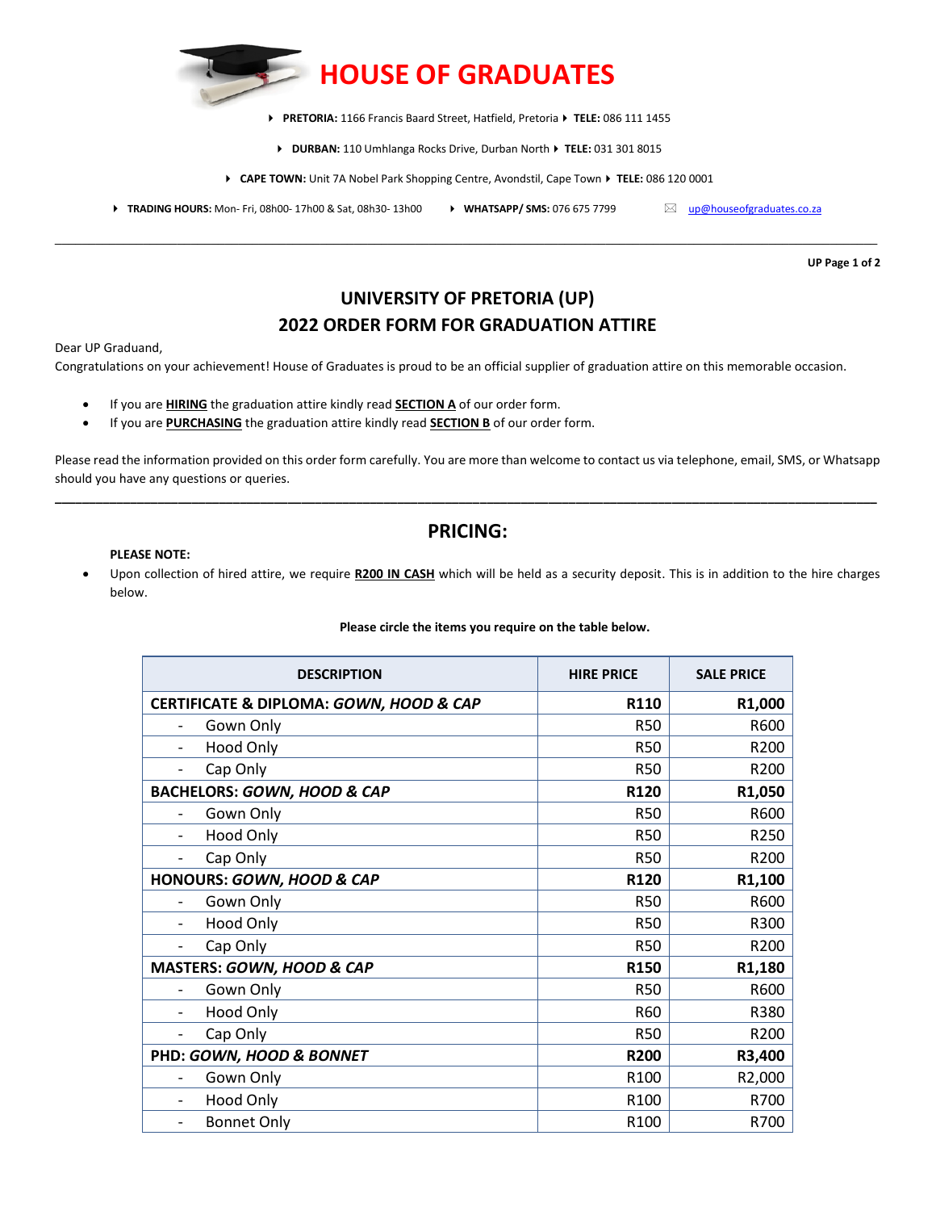# HOUSE OF GRADUATES

- **PRETORIA:** 1166 Francis Baard Street, Hatfield, Pretoria ▸ **TELE:** 086 111 1455
- **DURBAN:** 110 Umhlanga Rocks Drive, Durban North ▸ **TELE:** 031 301 8015
- **CAPE TOWN:** Unit 7A Nobel Park Shopping Centre, Avondstil, Cape Town ▸ **TELE:** 086 120 0001
- **TRADING HOURS:** Mon- Fri, 08h00- 17h00 & Sat, 08h30- 13h00 ▸ **WHATSAPP/ SMS:** 076 675 7799 ✉ up@houseofgraduates.co.za

---

**UP Page 1 of 2**

## UNIVERSITY OF PRETORIA (UP)
## 2022 ORDER FORM FOR GRADUATION ATTIRE

Dear UP Graduand,
Congratulations on your achievement! House of Graduates is proud to be an official supplier of graduation attire on this memorable occasion.

- If you are **HIRING** the graduation attire kindly read **SECTION A** of our order form.
- If you are **PURCHASING** the graduation attire kindly read **SECTION B** of our order form.

Please read the information provided on this order form carefully. You are more than welcome to contact us via telephone, email, SMS, or Whatsapp should you have any questions or queries.

---

## PRICING:

**PLEASE NOTE:**

- Upon collection of hired attire, we require **R200 IN CASH** which will be held as a security deposit. This is in addition to the hire charges below.

**Please circle the items you require on the table below.**

| DESCRIPTION | HIRE PRICE | SALE PRICE |
|---|---|---|
| **CERTIFICATE & DIPLOMA: *GOWN, HOOD & CAP*** | **R110** | **R1,000** |
| - Gown Only | R50 | R600 |
| - Hood Only | R50 | R200 |
| - Cap Only | R50 | R200 |
| **BACHELORS: *GOWN, HOOD & CAP*** | **R120** | **R1,050** |
| - Gown Only | R50 | R600 |
| - Hood Only | R50 | R250 |
| - Cap Only | R50 | R200 |
| **HONOURS: *GOWN, HOOD & CAP*** | **R120** | **R1,100** |
| - Gown Only | R50 | R600 |
| - Hood Only | R50 | R300 |
| - Cap Only | R50 | R200 |
| **MASTERS: *GOWN, HOOD & CAP*** | **R150** | **R1,180** |
| - Gown Only | R50 | R600 |
| - Hood Only | R60 | R380 |
| - Cap Only | R50 | R200 |
| **PHD: *GOWN, HOOD & BONNET*** | **R200** | **R3,400** |
| - Gown Only | R100 | R2,000 |
| - Hood Only | R100 | R700 |
| - Bonnet Only | R100 | R700 |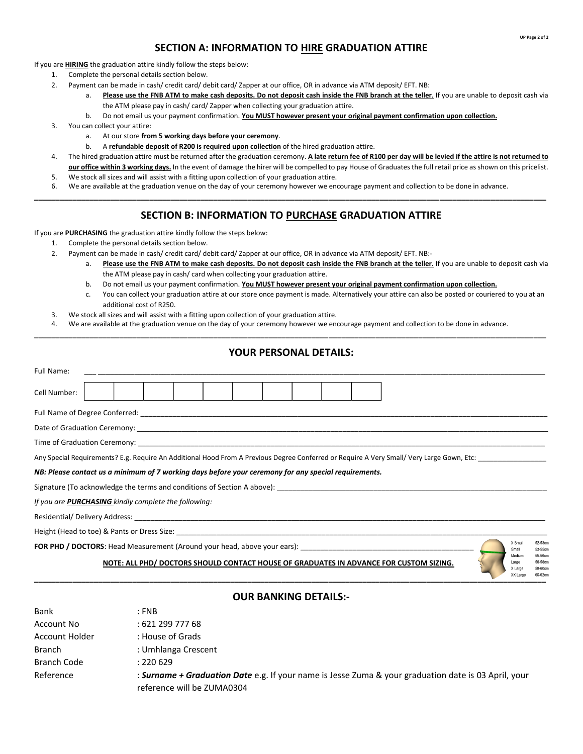## SECTION A: INFORMATION TO HIRE GRADUATION ATTIRE

If you are **HIRING** the graduation attire kindly follow the steps below:

1. Complete the personal details section below.
2. Payment can be made in cash/ credit card/ debit card/ Zapper at our office, OR in advance via ATM deposit/ EFT. NB:
   a. **Please use the FNB ATM to make cash deposits. Do not deposit cash inside the FNB branch at the teller**. If you are unable to deposit cash via the ATM please pay in cash/ card/ Zapper when collecting your graduation attire.
   b. Do not email us your payment confirmation. **You MUST however present your original payment confirmation upon collection.**
3. You can collect your attire:
   a. At our store **from 5 working days before your ceremony**.
   b. A **refundable deposit of R200 is required upon collection** of the hired graduation attire.
4. The hired graduation attire must be returned after the graduation ceremony. **A late return fee of R100 per day will be levied if the attire is not returned to our office within 3 working days.** In the event of damage the hirer will be compelled to pay House of Graduates the full retail price as shown on this pricelist.
5. We stock all sizes and will assist with a fitting upon collection of your graduation attire.
6. We are available at the graduation venue on the day of your ceremony however we encourage payment and collection to be done in advance.

---

## SECTION B: INFORMATION TO PURCHASE GRADUATION ATTIRE

If you are **PURCHASING** the graduation attire kindly follow the steps below:

1. Complete the personal details section below.
2. Payment can be made in cash/ credit card/ debit card/ Zapper at our office, OR in advance via ATM deposit/ EFT. NB:-
   a. **Please use the FNB ATM to make cash deposits. Do not deposit cash inside the FNB branch at the teller**. If you are unable to deposit cash via the ATM please pay in cash/ card when collecting your graduation attire.
   b. Do not email us your payment confirmation. **You MUST however present your original payment confirmation upon collection.**
   c. You can collect your graduation attire at our store once payment is made. Alternatively your attire can also be posted or couriered to you at an additional cost of R250.
3. We stock all sizes and will assist with a fitting upon collection of your graduation attire.
4. We are available at the graduation venue on the day of your ceremony however we encourage payment and collection to be done in advance.

---

## YOUR PERSONAL DETAILS:

Full Name: ______________________________

Cell Number: | | | | | | | | | | |

Full Name of Degree Conferred: ______________________________

Date of Graduation Ceremony: ______________________________

Time of Graduation Ceremony: ______________________________

Any Special Requirements? E.g. Require An Additional Hood From A Previous Degree Conferred or Require A Very Small/ Very Large Gown, Etc: ____________

***NB: Please contact us a minimum of 7 working days before your ceremony for any special requirements.***

Signature (To acknowledge the terms and conditions of Section A above): ______________________________

*If you are **PURCHASING** kindly complete the following:*

Residential/ Delivery Address: ______________________________

Height (Head to toe) & Pants or Dress Size: ______________________________

**FOR PHD / DOCTORS**: Head Measurement (Around your head, above your ears): ______________________________

**NOTE: ALL PHD/ DOCTORS SHOULD CONTACT HOUSE OF GRADUATES IN ADVANCE FOR CUSTOM SIZING.**

| | |
|---|---|
| X Small | 52-53cm |
| Small | 53-55cm |
| Medium | 55-56cm |
| Large | 56-58cm |
| X Large | 58-60cm |
| XX Large | 60-62cm |

---

## OUR BANKING DETAILS:-

| | |
|---|---|
| Bank | : FNB |
| Account No | : 621 299 777 68 |
| Account Holder | : House of Grads |
| Branch | : Umhlanga Crescent |
| Branch Code | : 220 629 |
| Reference | : ***Surname + Graduation Date*** e.g. If your name is Jesse Zuma & your graduation date is 03 April, your reference will be ZUMA0304 |